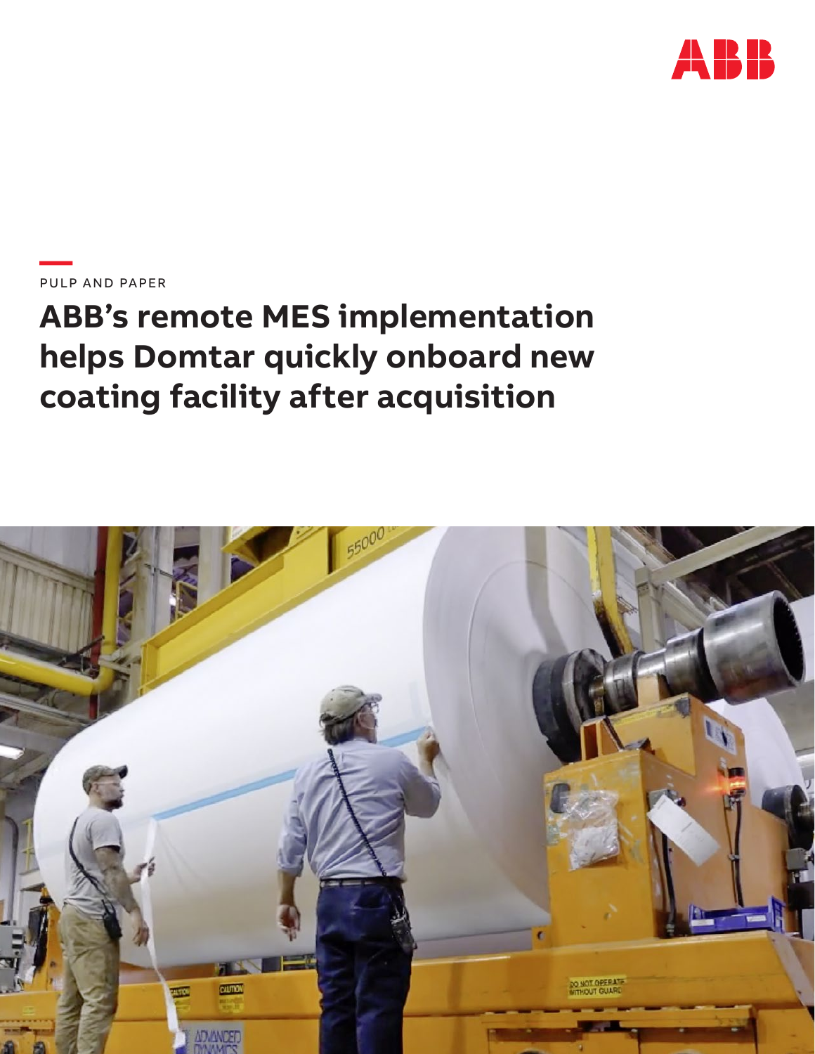PULP AND PAPER

# ABB's remote MES implementation helps Domtar quickly onboard new coating facility after acquisition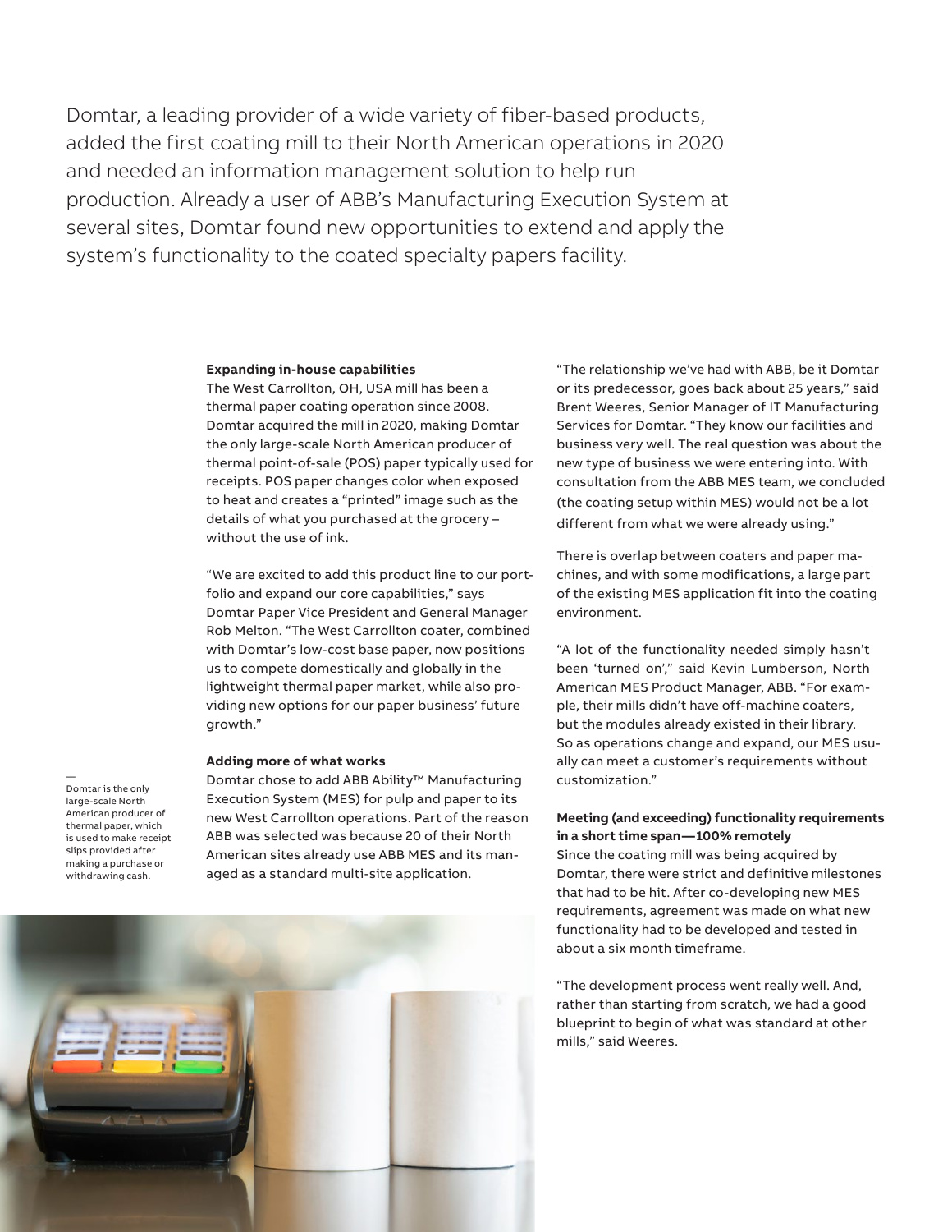Domtar, a leading provider of a wide variety of fiber-based products, added the first coating mill to their North American operations in 2020 and needed an information management solution to help run production. Already a user of ABB's Manufacturing Execution System at several sites, Domtar found new opportunities to extend and apply the system's functionality to the coated specialty papers facility.

**Expanding in-house capabilities**

The West Carrollton, OH, USA mill has been a thermal paper coating operation since 2008. Domtar acquired the mill in 2020, making Domtar the only large-scale North American producer of thermal point-of-sale (POS) paper typically used for receipts. POS paper changes color when exposed to heat and creates a "printed" image such as the details of what you purchased at the grocery – without the use of ink.

"We are excited to add this product line to our portfolio and expand our core capabilities," says Domtar Paper Vice President and General Manager Rob Melton. "The West Carrollton coater, combined with Domtar's low-cost base paper, now positions us to compete domestically and globally in the lightweight thermal paper market, while also providing new options for our paper business' future growth."

**Adding more of what works**

Domtar chose to add ABB Ability™ Manufacturing Execution System (MES) for pulp and paper to its new West Carrollton operations. Part of the reason ABB was selected was because 20 of their North American sites already use ABB MES and its managed as a standard multi-site application.

Domtar is the only large-scale North American producer of thermal paper, which is used to make receipt slips provided after making a purchase or withdrawing cash.

"The relationship we've had with ABB, be it Domtar or its predecessor, goes back about 25 years," said Brent Weeres, Senior Manager of IT Manufacturing Services for Domtar. "They know our facilities and business very well. The real question was about the new type of business we were entering into. With consultation from the ABB MES team, we concluded (the coating setup within MES) would not be a lot different from what we were already using."

There is overlap between coaters and paper machines, and with some modifications, a large part of the existing MES application fit into the coating environment.

"A lot of the functionality needed simply hasn't been 'turned on'," said Kevin Lumberson, North American MES Product Manager, ABB. "For example, their mills didn't have off-machine coaters, but the modules already existed in their library. So as operations change and expand, our MES usually can meet a customer's requirements without customization."

**Meeting (and exceeding) functionality requirements in a short time span—100% remotely**

Since the coating mill was being acquired by Domtar, there were strict and definitive milestones that had to be hit. After co-developing new MES requirements, agreement was made on what new functionality had to be developed and tested in about a six month timeframe.

"The development process went really well. And, rather than starting from scratch, we had a good blueprint to begin of what was standard at other mills," said Weeres.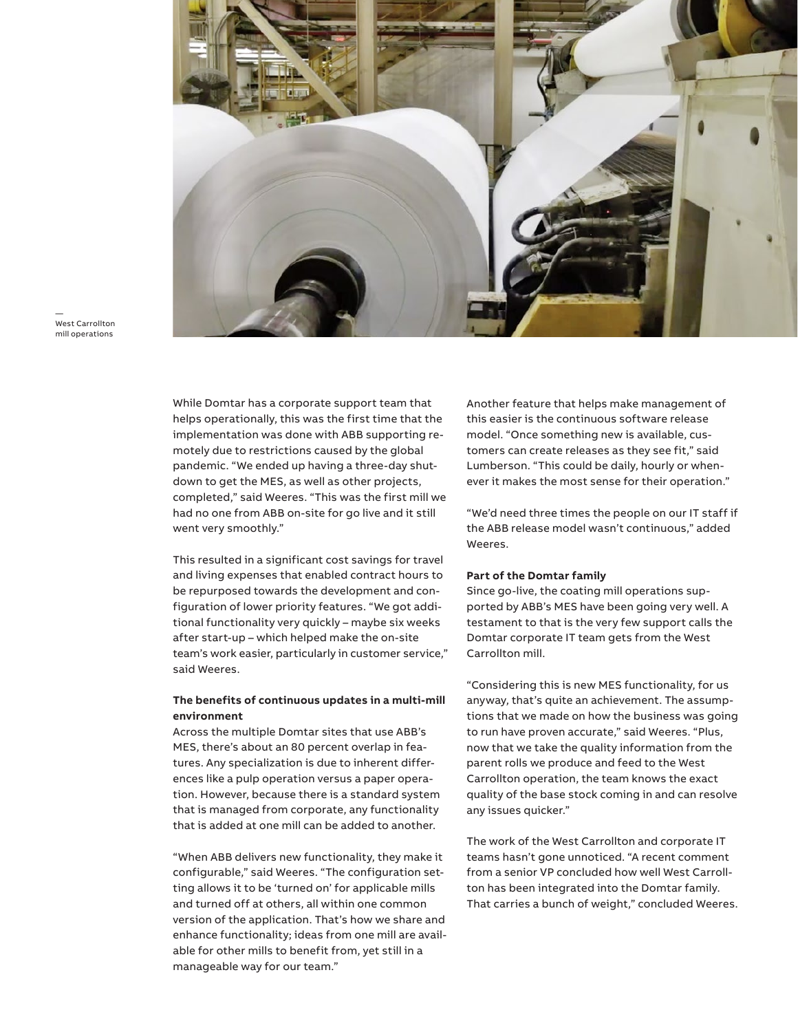—
West Carrollton mill operations

While Domtar has a corporate support team that helps operationally, this was the first time that the implementation was done with ABB supporting remotely due to restrictions caused by the global pandemic. "We ended up having a three-day shutdown to get the MES, as well as other projects, completed," said Weeres. "This was the first mill we had no one from ABB on-site for go live and it still went very smoothly."

This resulted in a significant cost savings for travel and living expenses that enabled contract hours to be repurposed towards the development and configuration of lower priority features. "We got additional functionality very quickly – maybe six weeks after start-up – which helped make the on-site team's work easier, particularly in customer service," said Weeres.

**The benefits of continuous updates in a multi-mill environment**

Across the multiple Domtar sites that use ABB's MES, there's about an 80 percent overlap in features. Any specialization is due to inherent differences like a pulp operation versus a paper operation. However, because there is a standard system that is managed from corporate, any functionality that is added at one mill can be added to another.

"When ABB delivers new functionality, they make it configurable," said Weeres. "The configuration setting allows it to be 'turned on' for applicable mills and turned off at others, all within one common version of the application. That's how we share and enhance functionality; ideas from one mill are available for other mills to benefit from, yet still in a manageable way for our team."

Another feature that helps make management of this easier is the continuous software release model. "Once something new is available, customers can create releases as they see fit," said Lumberson. "This could be daily, hourly or whenever it makes the most sense for their operation."

"We'd need three times the people on our IT staff if the ABB release model wasn't continuous," added Weeres.

**Part of the Domtar family**

Since go-live, the coating mill operations supported by ABB's MES have been going very well. A testament to that is the very few support calls the Domtar corporate IT team gets from the West Carrollton mill.

"Considering this is new MES functionality, for us anyway, that's quite an achievement. The assumptions that we made on how the business was going to run have proven accurate," said Weeres. "Plus, now that we take the quality information from the parent rolls we produce and feed to the West Carrollton operation, the team knows the exact quality of the base stock coming in and can resolve any issues quicker."

The work of the West Carrollton and corporate IT teams hasn't gone unnoticed. "A recent comment from a senior VP concluded how well West Carrollton has been integrated into the Domtar family. That carries a bunch of weight," concluded Weeres.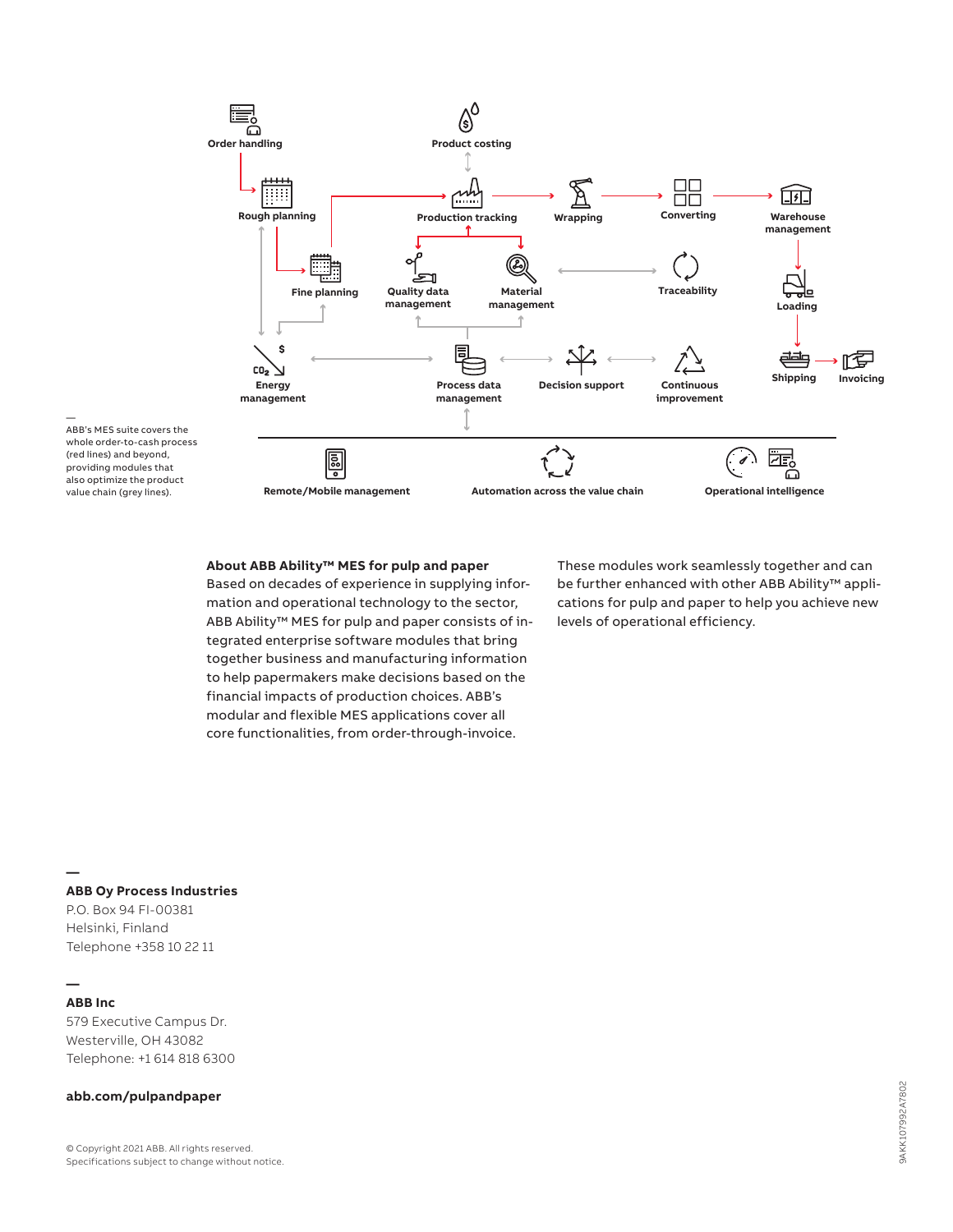Order handling

Product costing

Rough planning

Production tracking

Wrapping

Converting

Warehouse management

Fine planning

Quality data management

Material management

Traceability

Loading

$

$CO_2$

Energy management

Process data management

Decision support

Continuous improvement

Shipping

Invoicing

Remote/Mobile management

Automation across the value chain

Operational intelligence

—

ABB's MES suite covers the whole order-to-cash process (red lines) and beyond, providing modules that also optimize the product value chain (grey lines).

**About ABB Ability™ MES for pulp and paper**
Based on decades of experience in supplying information and operational technology to the sector, ABB Ability™ MES for pulp and paper consists of integrated enterprise software modules that bring together business and manufacturing information to help papermakers make decisions based on the financial impacts of production choices. ABB's modular and flexible MES applications cover all core functionalities, from order-through-invoice.

These modules work seamlessly together and can be further enhanced with other ABB Ability™ applications for pulp and paper to help you achieve new levels of operational efficiency.

—

**ABB Oy Process Industries**
P.O. Box 94 FI-00381
Helsinki, Finland
Telephone +358 10 22 11

—

**ABB Inc**
579 Executive Campus Dr.
Westerville, OH 43082
Telephone: +1 614 818 6300

**abb.com/pulpandpaper**

© Copyright 2021 ABB. All rights reserved.
Specifications subject to change without notice.

9AKK107992A7802